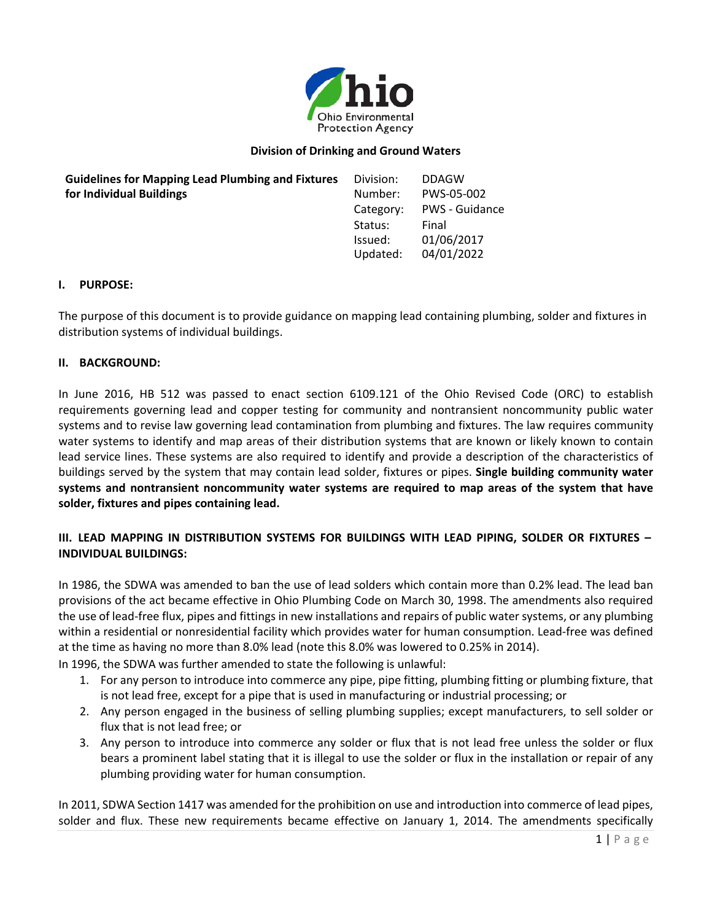**Division of Drinking and Ground Waters**

| **Guidelines for Mapping Lead Plumbing and Fixtures for Individual Buildings** | Division: | DDAGW |
|---|---|---|
| | Number: | PWS-05-002 |
| | Category: | PWS - Guidance |
| | Status: | Final |
| | Issued: | 01/06/2017 |
| | Updated: | 04/01/2022 |

## I. PURPOSE:

The purpose of this document is to provide guidance on mapping lead containing plumbing, solder and fixtures in distribution systems of individual buildings.

## II. BACKGROUND:

In June 2016, HB 512 was passed to enact section 6109.121 of the Ohio Revised Code (ORC) to establish requirements governing lead and copper testing for community and nontransient noncommunity public water systems and to revise law governing lead contamination from plumbing and fixtures. The law requires community water systems to identify and map areas of their distribution systems that are known or likely known to contain lead service lines. These systems are also required to identify and provide a description of the characteristics of buildings served by the system that may contain lead solder, fixtures or pipes. **Single building community water systems and nontransient noncommunity water systems are required to map areas of the system that have solder, fixtures and pipes containing lead.**

## III. LEAD MAPPING IN DISTRIBUTION SYSTEMS FOR BUILDINGS WITH LEAD PIPING, SOLDER OR FIXTURES – INDIVIDUAL BUILDINGS:

In 1986, the SDWA was amended to ban the use of lead solders which contain more than 0.2% lead. The lead ban provisions of the act became effective in Ohio Plumbing Code on March 30, 1998. The amendments also required the use of lead-free flux, pipes and fittings in new installations and repairs of public water systems, or any plumbing within a residential or nonresidential facility which provides water for human consumption. Lead-free was defined at the time as having no more than 8.0% lead (note this 8.0% was lowered to 0.25% in 2014).

In 1996, the SDWA was further amended to state the following is unlawful:

1. For any person to introduce into commerce any pipe, pipe fitting, plumbing fitting or plumbing fixture, that is not lead free, except for a pipe that is used in manufacturing or industrial processing; or
2. Any person engaged in the business of selling plumbing supplies; except manufacturers, to sell solder or flux that is not lead free; or
3. Any person to introduce into commerce any solder or flux that is not lead free unless the solder or flux bears a prominent label stating that it is illegal to use the solder or flux in the installation or repair of any plumbing providing water for human consumption.

In 2011, SDWA Section 1417 was amended for the prohibition on use and introduction into commerce of lead pipes, solder and flux. These new requirements became effective on January 1, 2014. The amendments specifically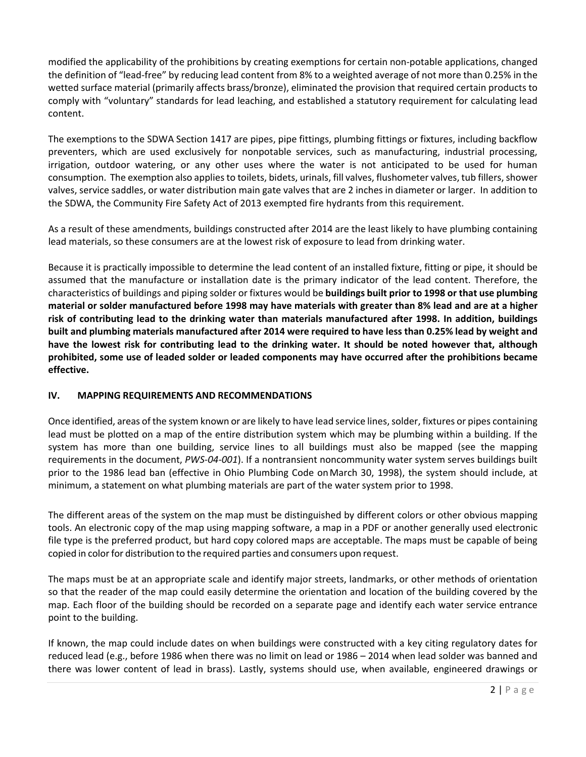modified the applicability of the prohibitions by creating exemptions for certain non-potable applications, changed the definition of "lead-free" by reducing lead content from 8% to a weighted average of not more than 0.25% in the wetted surface material (primarily affects brass/bronze), eliminated the provision that required certain products to comply with "voluntary" standards for lead leaching, and established a statutory requirement for calculating lead content.

The exemptions to the SDWA Section 1417 are pipes, pipe fittings, plumbing fittings or fixtures, including backflow preventers, which are used exclusively for nonpotable services, such as manufacturing, industrial processing, irrigation, outdoor watering, or any other uses where the water is not anticipated to be used for human consumption. The exemption also applies to toilets, bidets, urinals, fill valves, flushometer valves, tub fillers, shower valves, service saddles, or water distribution main gate valves that are 2 inches in diameter or larger. In addition to the SDWA, the Community Fire Safety Act of 2013 exempted fire hydrants from this requirement.

As a result of these amendments, buildings constructed after 2014 are the least likely to have plumbing containing lead materials, so these consumers are at the lowest risk of exposure to lead from drinking water.

Because it is practically impossible to determine the lead content of an installed fixture, fitting or pipe, it should be assumed that the manufacture or installation date is the primary indicator of the lead content. Therefore, the characteristics of buildings and piping solder or fixtures would be **buildings built prior to 1998 or that use plumbing material or solder manufactured before 1998 may have materials with greater than 8% lead and are at a higher risk of contributing lead to the drinking water than materials manufactured after 1998. In addition, buildings built and plumbing materials manufactured after 2014 were required to have less than 0.25% lead by weight and have the lowest risk for contributing lead to the drinking water. It should be noted however that, although prohibited, some use of leaded solder or leaded components may have occurred after the prohibitions became effective.**

## IV. MAPPING REQUIREMENTS AND RECOMMENDATIONS

Once identified, areas of the system known or are likely to have lead service lines, solder, fixtures or pipes containing lead must be plotted on a map of the entire distribution system which may be plumbing within a building. If the system has more than one building, service lines to all buildings must also be mapped (see the mapping requirements in the document, *PWS-04-001*). If a nontransient noncommunity water system serves buildings built prior to the 1986 lead ban (effective in Ohio Plumbing Code on March 30, 1998), the system should include, at minimum, a statement on what plumbing materials are part of the water system prior to 1998.

The different areas of the system on the map must be distinguished by different colors or other obvious mapping tools. An electronic copy of the map using mapping software, a map in a PDF or another generally used electronic file type is the preferred product, but hard copy colored maps are acceptable. The maps must be capable of being copied in color for distribution to the required parties and consumers upon request.

The maps must be at an appropriate scale and identify major streets, landmarks, or other methods of orientation so that the reader of the map could easily determine the orientation and location of the building covered by the map. Each floor of the building should be recorded on a separate page and identify each water service entrance point to the building.

If known, the map could include dates on when buildings were constructed with a key citing regulatory dates for reduced lead (e.g., before 1986 when there was no limit on lead or 1986 – 2014 when lead solder was banned and there was lower content of lead in brass). Lastly, systems should use, when available, engineered drawings or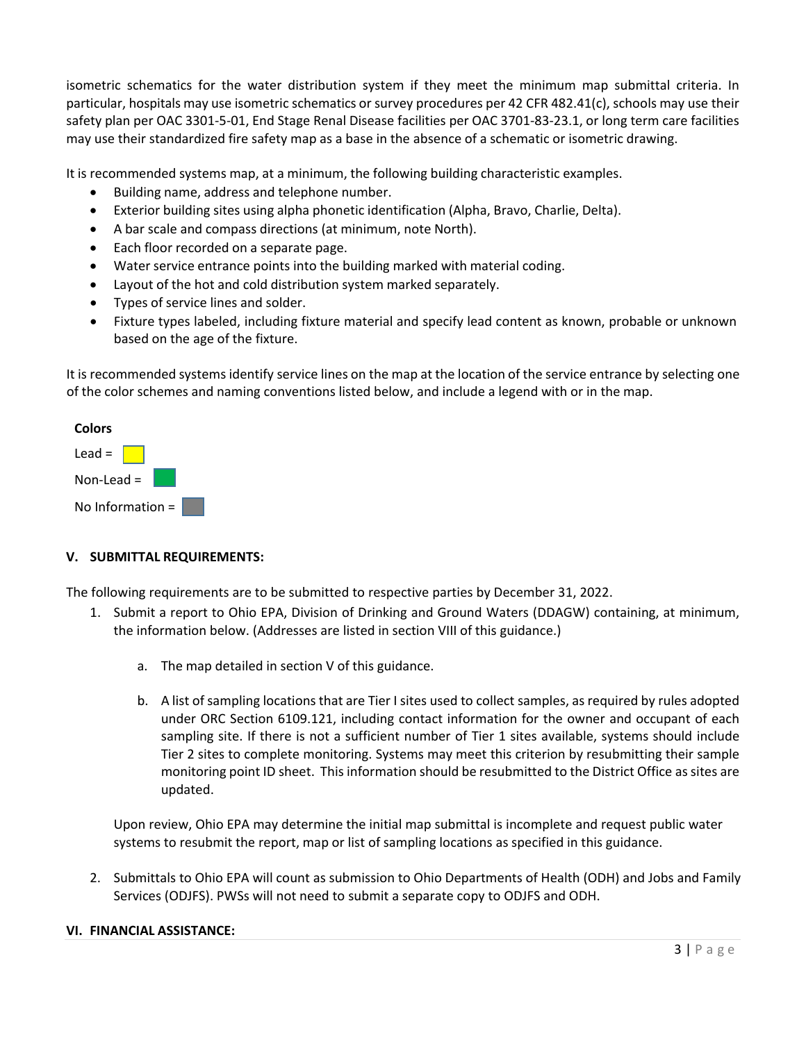isometric schematics for the water distribution system if they meet the minimum map submittal criteria. In particular, hospitals may use isometric schematics or survey procedures per 42 CFR 482.41(c), schools may use their safety plan per OAC 3301-5-01, End Stage Renal Disease facilities per OAC 3701-83-23.1, or long term care facilities may use their standardized fire safety map as a base in the absence of a schematic or isometric drawing.

It is recommended systems map, at a minimum, the following building characteristic examples.

- Building name, address and telephone number.
- Exterior building sites using alpha phonetic identification (Alpha, Bravo, Charlie, Delta).
- A bar scale and compass directions (at minimum, note North).
- Each floor recorded on a separate page.
- Water service entrance points into the building marked with material coding.
- Layout of the hot and cold distribution system marked separately.
- Types of service lines and solder.
- Fixture types labeled, including fixture material and specify lead content as known, probable or unknown based on the age of the fixture.

It is recommended systems identify service lines on the map at the location of the service entrance by selecting one of the color schemes and naming conventions listed below, and include a legend with or in the map.

**Colors**

Lead = (yellow)

Non-Lead = (green)

No Information = (gray)

## V. SUBMITTAL REQUIREMENTS:

The following requirements are to be submitted to respective parties by December 31, 2022.

1. Submit a report to Ohio EPA, Division of Drinking and Ground Waters (DDAGW) containing, at minimum, the information below. (Addresses are listed in section VIII of this guidance.)

   a. The map detailed in section V of this guidance.

   b. A list of sampling locations that are Tier I sites used to collect samples, as required by rules adopted under ORC Section 6109.121, including contact information for the owner and occupant of each sampling site. If there is not a sufficient number of Tier 1 sites available, systems should include Tier 2 sites to complete monitoring. Systems may meet this criterion by resubmitting their sample monitoring point ID sheet. This information should be resubmitted to the District Office as sites are updated.

   Upon review, Ohio EPA may determine the initial map submittal is incomplete and request public water systems to resubmit the report, map or list of sampling locations as specified in this guidance.

2. Submittals to Ohio EPA will count as submission to Ohio Departments of Health (ODH) and Jobs and Family Services (ODJFS). PWSs will not need to submit a separate copy to ODJFS and ODH.

## VI. FINANCIAL ASSISTANCE: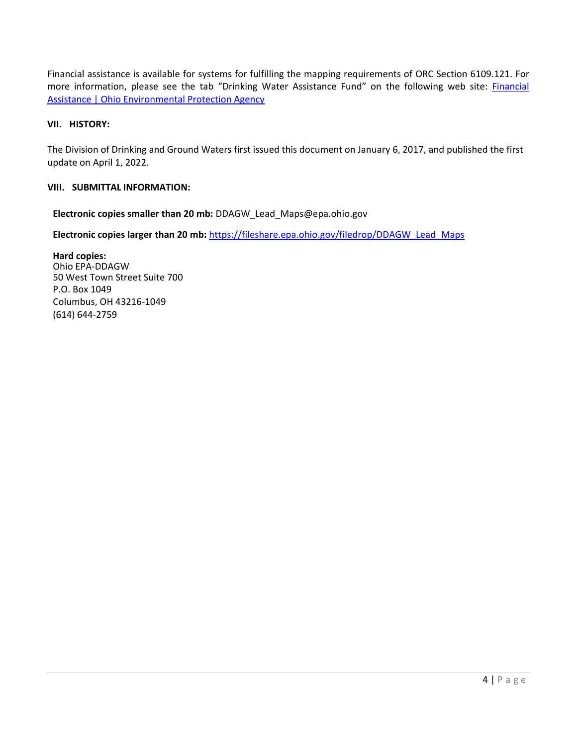Financial assistance is available for systems for fulfilling the mapping requirements of ORC Section 6109.121. For more information, please see the tab "Drinking Water Assistance Fund" on the following web site: [Financial Assistance | Ohio Environmental Protection Agency]

### VII. HISTORY:

The Division of Drinking and Ground Waters first issued this document on January 6, 2017, and published the first update on April 1, 2022.

### VIII. SUBMITTAL INFORMATION:

**Electronic copies smaller than 20 mb:** DDAGW_Lead_Maps@epa.ohio.gov

**Electronic copies larger than 20 mb:** https://fileshare.epa.ohio.gov/filedrop/DDAGW_Lead_Maps

**Hard copies:**
Ohio EPA-DDAGW
50 West Town Street Suite 700
P.O. Box 1049
Columbus, OH 43216-1049
(614) 644-2759